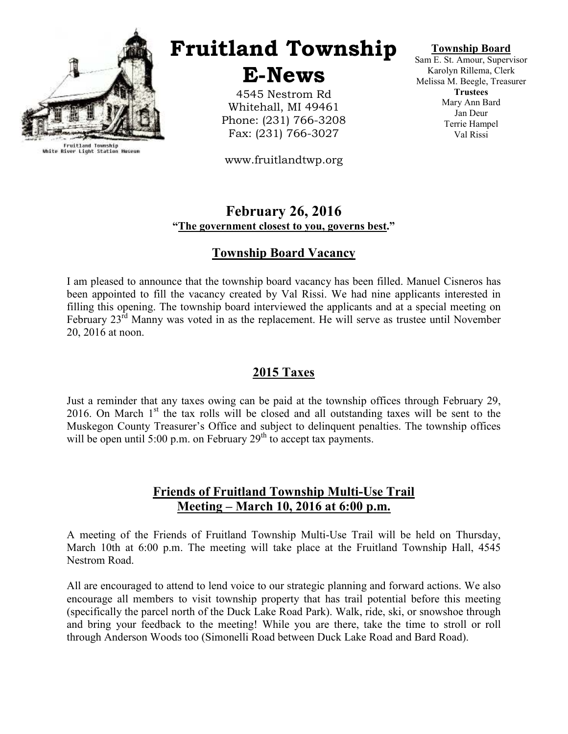# Fruitland Township E-News

4545 Nestrom Rd
Whitehall, MI 49461
Phone: (231) 766-3208
Fax: (231) 766-3027

www.fruitlandtwp.org

Fruitland Township
White River Light Station Museum

**Township Board**
Sam E. St. Amour, Supervisor
Karolyn Rillema, Clerk
Melissa M. Beegle, Treasurer
**Trustees**
Mary Ann Bard
Jan Deur
Terrie Hampel
Val Rissi

## February 26, 2016

**"The government closest to you, governs best."**

## Township Board Vacancy

I am pleased to announce that the township board vacancy has been filled. Manuel Cisneros has been appointed to fill the vacancy created by Val Rissi. We had nine applicants interested in filling this opening. The township board interviewed the applicants and at a special meeting on February 23rd Manny was voted in as the replacement. He will serve as trustee until November 20, 2016 at noon.

## 2015 Taxes

Just a reminder that any taxes owing can be paid at the township offices through February 29, 2016. On March 1st the tax rolls will be closed and all outstanding taxes will be sent to the Muskegon County Treasurer's Office and subject to delinquent penalties. The township offices will be open until 5:00 p.m. on February 29th to accept tax payments.

## Friends of Fruitland Township Multi-Use Trail Meeting – March 10, 2016 at 6:00 p.m.

A meeting of the Friends of Fruitland Township Multi-Use Trail will be held on Thursday, March 10th at 6:00 p.m. The meeting will take place at the Fruitland Township Hall, 4545 Nestrom Road.

All are encouraged to attend to lend voice to our strategic planning and forward actions. We also encourage all members to visit township property that has trail potential before this meeting (specifically the parcel north of the Duck Lake Road Park). Walk, ride, ski, or snowshoe through and bring your feedback to the meeting! While you are there, take the time to stroll or roll through Anderson Woods too (Simonelli Road between Duck Lake Road and Bard Road).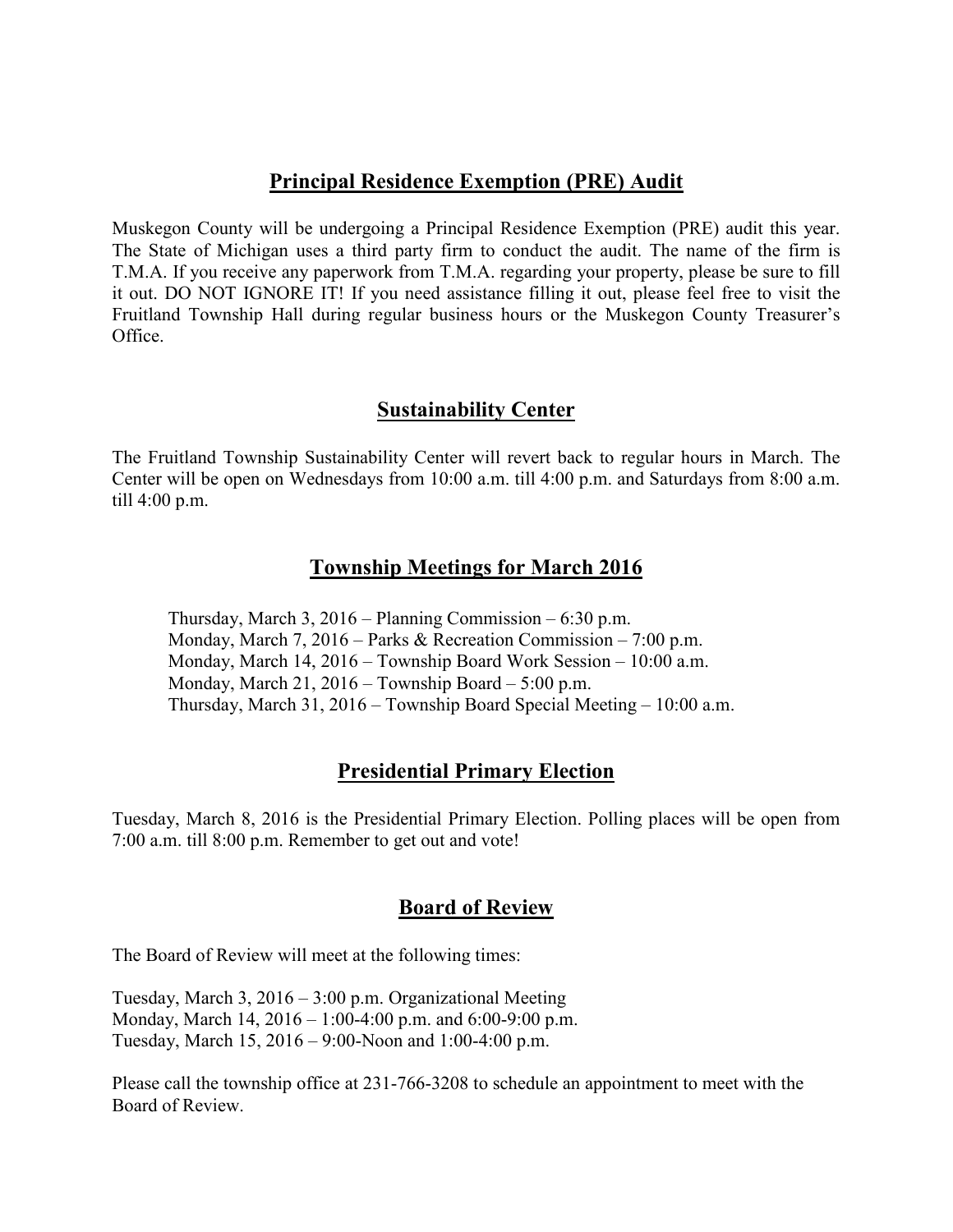## Principal Residence Exemption (PRE) Audit

Muskegon County will be undergoing a Principal Residence Exemption (PRE) audit this year. The State of Michigan uses a third party firm to conduct the audit. The name of the firm is T.M.A. If you receive any paperwork from T.M.A. regarding your property, please be sure to fill it out. DO NOT IGNORE IT! If you need assistance filling it out, please feel free to visit the Fruitland Township Hall during regular business hours or the Muskegon County Treasurer's Office.

## Sustainability Center

The Fruitland Township Sustainability Center will revert back to regular hours in March. The Center will be open on Wednesdays from 10:00 a.m. till 4:00 p.m. and Saturdays from 8:00 a.m. till 4:00 p.m.

## Township Meetings for March 2016

Thursday, March 3, 2016 – Planning Commission – 6:30 p.m.
Monday, March 7, 2016 – Parks & Recreation Commission – 7:00 p.m.
Monday, March 14, 2016 – Township Board Work Session – 10:00 a.m.
Monday, March 21, 2016 – Township Board – 5:00 p.m.
Thursday, March 31, 2016 – Township Board Special Meeting – 10:00 a.m.

## Presidential Primary Election

Tuesday, March 8, 2016 is the Presidential Primary Election. Polling places will be open from 7:00 a.m. till 8:00 p.m. Remember to get out and vote!

## Board of Review

The Board of Review will meet at the following times:

Tuesday, March 3, 2016 – 3:00 p.m. Organizational Meeting
Monday, March 14, 2016 – 1:00-4:00 p.m. and 6:00-9:00 p.m.
Tuesday, March 15, 2016 – 9:00-Noon and 1:00-4:00 p.m.

Please call the township office at 231-766-3208 to schedule an appointment to meet with the Board of Review.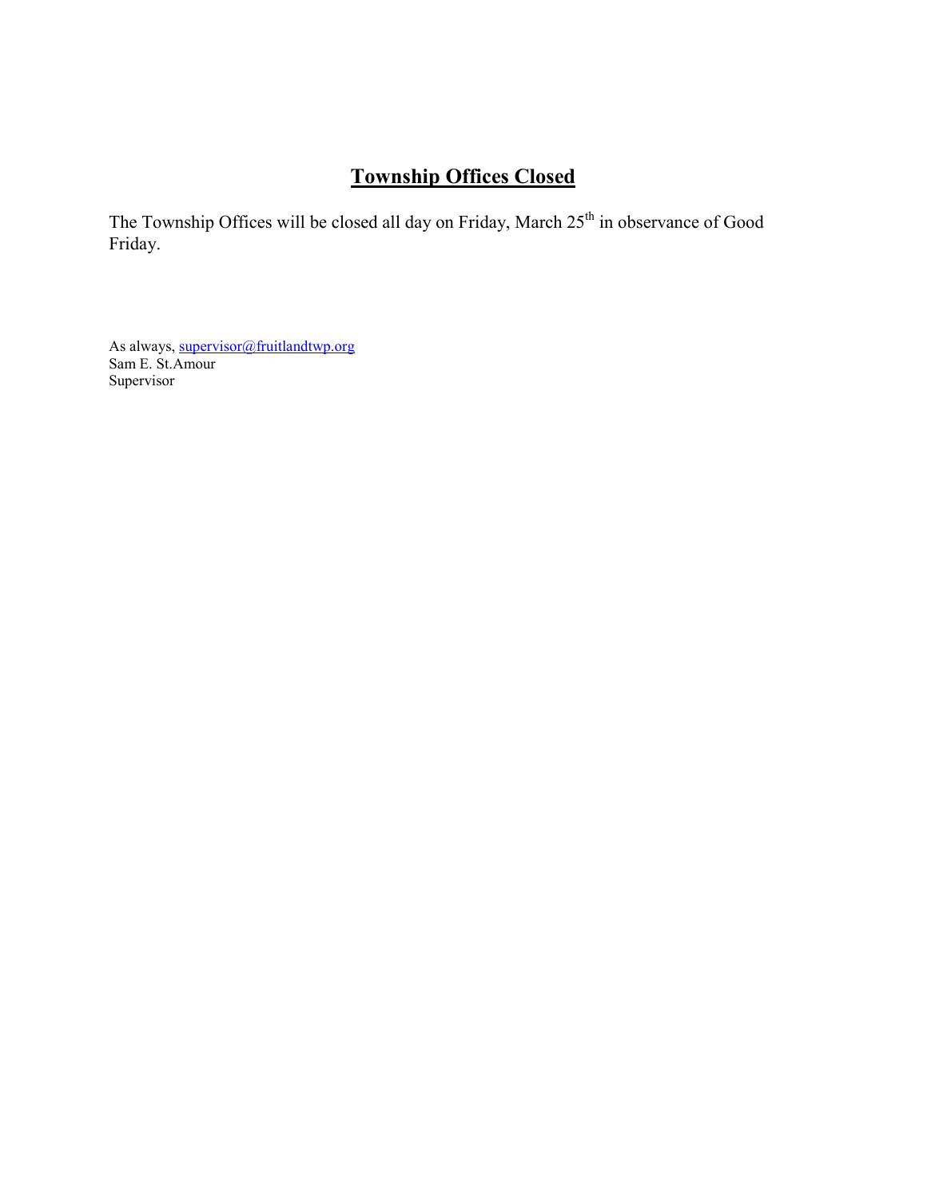# **Township Offices Closed**

The Township Offices will be closed all day on Friday, March 25th in observance of Good Friday.

As always, supervisor@fruitlandtwp.org
Sam E. St.Amour
Supervisor